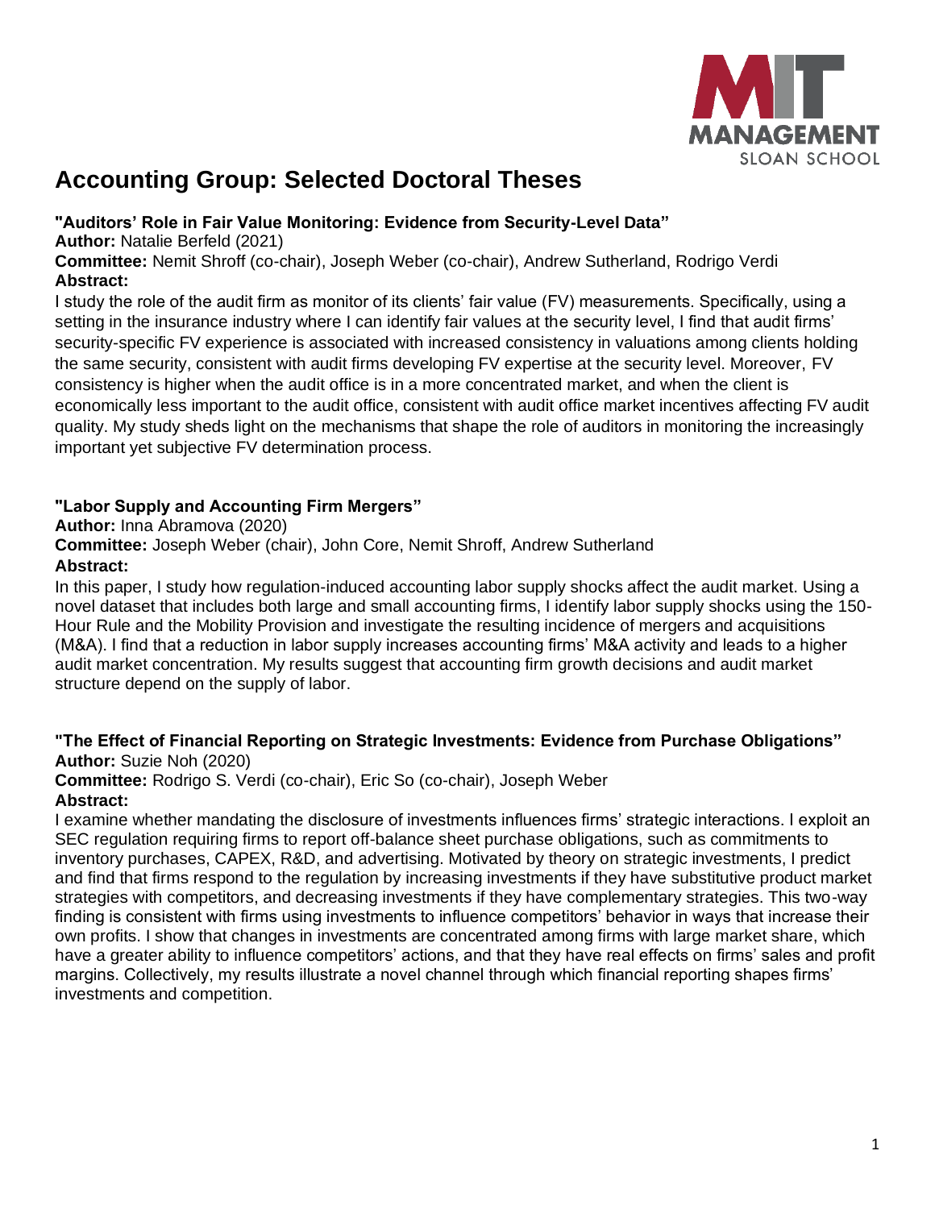# Accounting Group: Selected Doctoral Theses

### "Auditors' Role in Fair Value Monitoring: Evidence from Security-Level Data"

**Author:** Natalie Berfeld (2021)
**Committee:** Nemit Shroff (co-chair), Joseph Weber (co-chair), Andrew Sutherland, Rodrigo Verdi
**Abstract:**
I study the role of the audit firm as monitor of its clients' fair value (FV) measurements. Specifically, using a setting in the insurance industry where I can identify fair values at the security level, I find that audit firms' security-specific FV experience is associated with increased consistency in valuations among clients holding the same security, consistent with audit firms developing FV expertise at the security level. Moreover, FV consistency is higher when the audit office is in a more concentrated market, and when the client is economically less important to the audit office, consistent with audit office market incentives affecting FV audit quality. My study sheds light on the mechanisms that shape the role of auditors in monitoring the increasingly important yet subjective FV determination process.

### "Labor Supply and Accounting Firm Mergers"

**Author:** Inna Abramova (2020)
**Committee:** Joseph Weber (chair), John Core, Nemit Shroff, Andrew Sutherland
**Abstract:**
In this paper, I study how regulation-induced accounting labor supply shocks affect the audit market. Using a novel dataset that includes both large and small accounting firms, I identify labor supply shocks using the 150-Hour Rule and the Mobility Provision and investigate the resulting incidence of mergers and acquisitions (M&A). I find that a reduction in labor supply increases accounting firms' M&A activity and leads to a higher audit market concentration. My results suggest that accounting firm growth decisions and audit market structure depend on the supply of labor.

### "The Effect of Financial Reporting on Strategic Investments: Evidence from Purchase Obligations"

**Author:** Suzie Noh (2020)
**Committee:** Rodrigo S. Verdi (co-chair), Eric So (co-chair), Joseph Weber
**Abstract:**
I examine whether mandating the disclosure of investments influences firms' strategic interactions. I exploit an SEC regulation requiring firms to report off-balance sheet purchase obligations, such as commitments to inventory purchases, CAPEX, R&D, and advertising. Motivated by theory on strategic investments, I predict and find that firms respond to the regulation by increasing investments if they have substitutive product market strategies with competitors, and decreasing investments if they have complementary strategies. This two-way finding is consistent with firms using investments to influence competitors' behavior in ways that increase their own profits. I show that changes in investments are concentrated among firms with large market share, which have a greater ability to influence competitors' actions, and that they have real effects on firms' sales and profit margins. Collectively, my results illustrate a novel channel through which financial reporting shapes firms' investments and competition.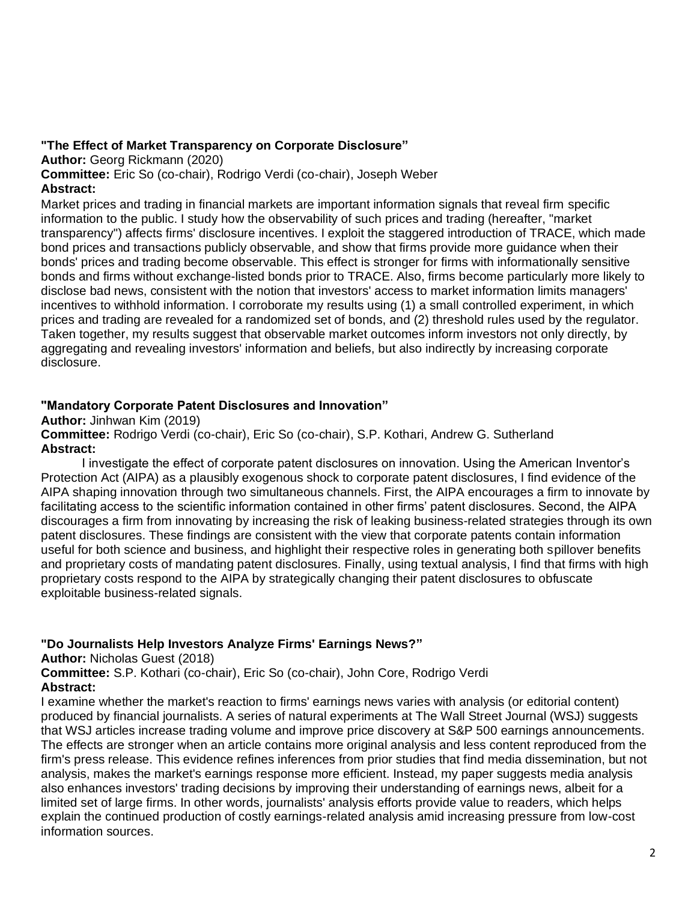**"The Effect of Market Transparency on Corporate Disclosure"**

**Author:** Georg Rickmann (2020)

**Committee:** Eric So (co-chair), Rodrigo Verdi (co-chair), Joseph Weber

**Abstract:**

Market prices and trading in financial markets are important information signals that reveal firm specific information to the public. I study how the observability of such prices and trading (hereafter, "market transparency") affects firms' disclosure incentives. I exploit the staggered introduction of TRACE, which made bond prices and transactions publicly observable, and show that firms provide more guidance when their bonds' prices and trading become observable. This effect is stronger for firms with informationally sensitive bonds and firms without exchange-listed bonds prior to TRACE. Also, firms become particularly more likely to disclose bad news, consistent with the notion that investors' access to market information limits managers' incentives to withhold information. I corroborate my results using (1) a small controlled experiment, in which prices and trading are revealed for a randomized set of bonds, and (2) threshold rules used by the regulator. Taken together, my results suggest that observable market outcomes inform investors not only directly, by aggregating and revealing investors' information and beliefs, but also indirectly by increasing corporate disclosure.

**"Mandatory Corporate Patent Disclosures and Innovation"**

**Author:** Jinhwan Kim (2019)

**Committee:** Rodrigo Verdi (co-chair), Eric So (co-chair), S.P. Kothari, Andrew G. Sutherland

**Abstract:**

I investigate the effect of corporate patent disclosures on innovation. Using the American Inventor's Protection Act (AIPA) as a plausibly exogenous shock to corporate patent disclosures, I find evidence of the AIPA shaping innovation through two simultaneous channels. First, the AIPA encourages a firm to innovate by facilitating access to the scientific information contained in other firms' patent disclosures. Second, the AIPA discourages a firm from innovating by increasing the risk of leaking business-related strategies through its own patent disclosures. These findings are consistent with the view that corporate patents contain information useful for both science and business, and highlight their respective roles in generating both spillover benefits and proprietary costs of mandating patent disclosures. Finally, using textual analysis, I find that firms with high proprietary costs respond to the AIPA by strategically changing their patent disclosures to obfuscate exploitable business-related signals.

**"Do Journalists Help Investors Analyze Firms' Earnings News?"**

**Author:** Nicholas Guest (2018)

**Committee:** S.P. Kothari (co-chair), Eric So (co-chair), John Core, Rodrigo Verdi

**Abstract:**

I examine whether the market's reaction to firms' earnings news varies with analysis (or editorial content) produced by financial journalists. A series of natural experiments at The Wall Street Journal (WSJ) suggests that WSJ articles increase trading volume and improve price discovery at S&P 500 earnings announcements. The effects are stronger when an article contains more original analysis and less content reproduced from the firm's press release. This evidence refines inferences from prior studies that find media dissemination, but not analysis, makes the market's earnings response more efficient. Instead, my paper suggests media analysis also enhances investors' trading decisions by improving their understanding of earnings news, albeit for a limited set of large firms. In other words, journalists' analysis efforts provide value to readers, which helps explain the continued production of costly earnings-related analysis amid increasing pressure from low-cost information sources.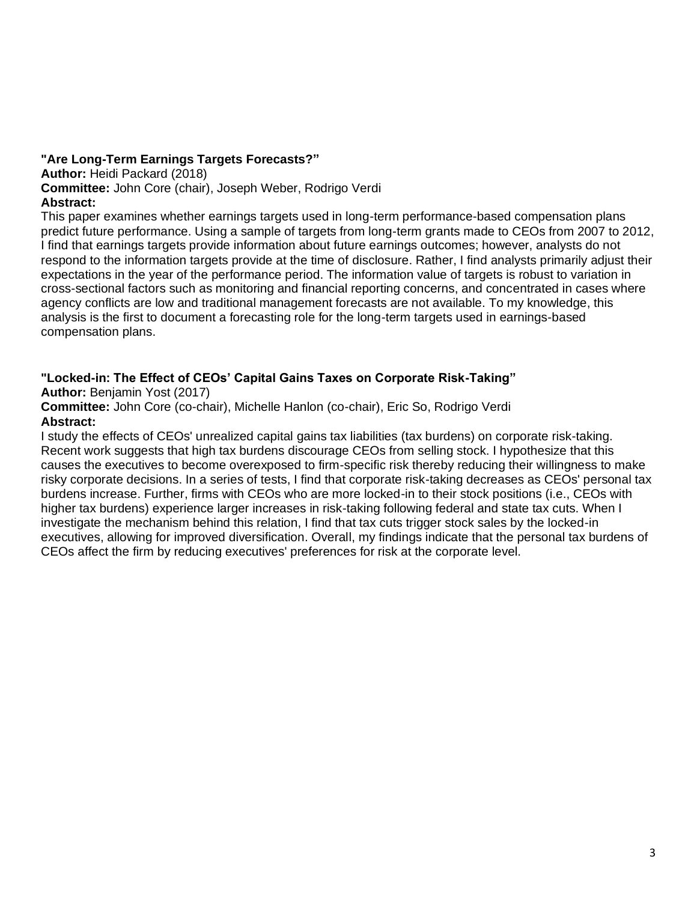**"Are Long-Term Earnings Targets Forecasts?"**
**Author:** Heidi Packard (2018)
**Committee:** John Core (chair), Joseph Weber, Rodrigo Verdi
**Abstract:**
This paper examines whether earnings targets used in long-term performance-based compensation plans predict future performance. Using a sample of targets from long-term grants made to CEOs from 2007 to 2012, I find that earnings targets provide information about future earnings outcomes; however, analysts do not respond to the information targets provide at the time of disclosure. Rather, I find analysts primarily adjust their expectations in the year of the performance period. The information value of targets is robust to variation in cross-sectional factors such as monitoring and financial reporting concerns, and concentrated in cases where agency conflicts are low and traditional management forecasts are not available. To my knowledge, this analysis is the first to document a forecasting role for the long-term targets used in earnings-based compensation plans.

**"Locked-in: The Effect of CEOs' Capital Gains Taxes on Corporate Risk-Taking"**
**Author:** Benjamin Yost (2017)
**Committee:** John Core (co-chair), Michelle Hanlon (co-chair), Eric So, Rodrigo Verdi
**Abstract:**
I study the effects of CEOs' unrealized capital gains tax liabilities (tax burdens) on corporate risk-taking. Recent work suggests that high tax burdens discourage CEOs from selling stock. I hypothesize that this causes the executives to become overexposed to firm-specific risk thereby reducing their willingness to make risky corporate decisions. In a series of tests, I find that corporate risk-taking decreases as CEOs' personal tax burdens increase. Further, firms with CEOs who are more locked-in to their stock positions (i.e., CEOs with higher tax burdens) experience larger increases in risk-taking following federal and state tax cuts. When I investigate the mechanism behind this relation, I find that tax cuts trigger stock sales by the locked-in executives, allowing for improved diversification. Overall, my findings indicate that the personal tax burdens of CEOs affect the firm by reducing executives' preferences for risk at the corporate level.